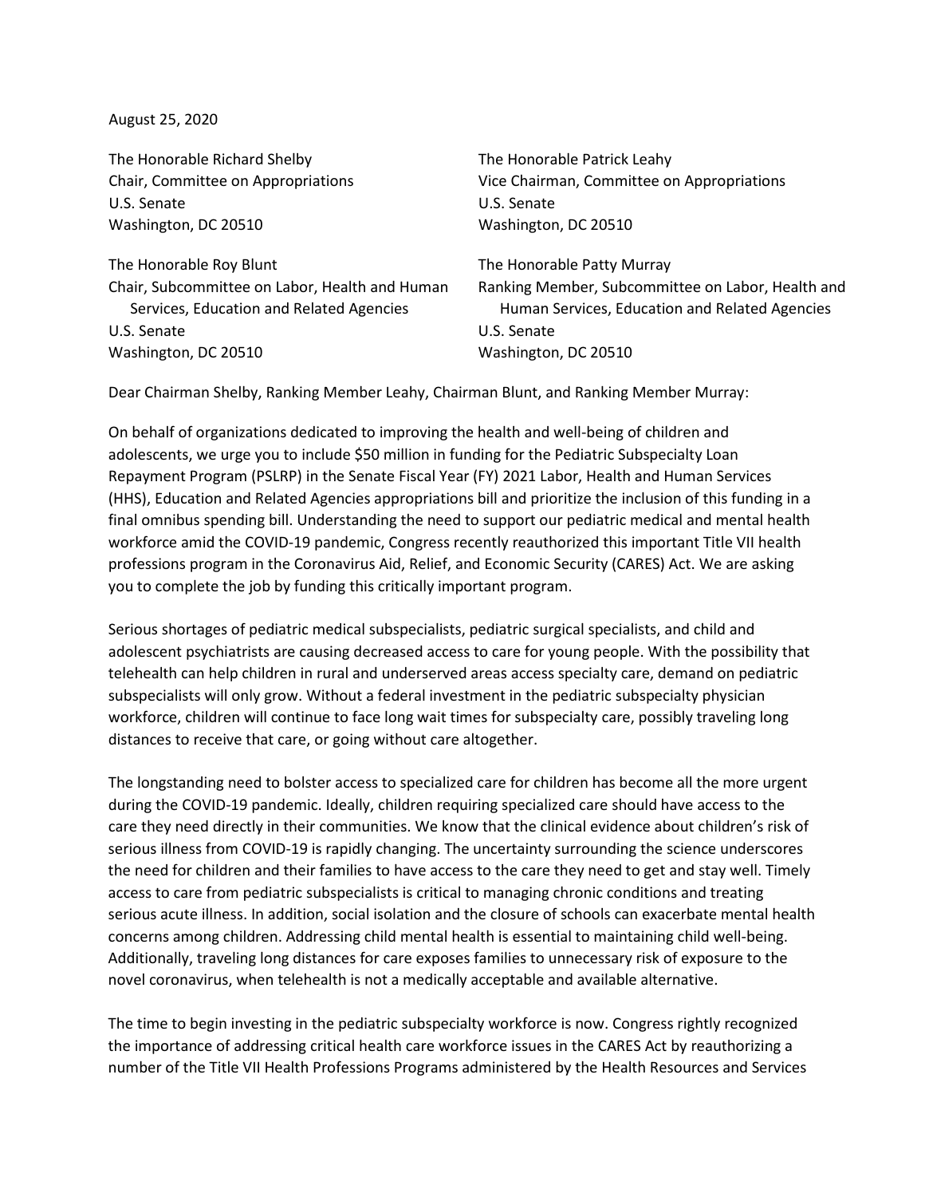August 25, 2020

The Honorable Richard Shelby
Chair, Committee on Appropriations
U.S. Senate
Washington, DC 20510

The Honorable Patrick Leahy
Vice Chairman, Committee on Appropriations
U.S. Senate
Washington, DC 20510

The Honorable Roy Blunt
Chair, Subcommittee on Labor, Health and Human Services, Education and Related Agencies
U.S. Senate
Washington, DC 20510

The Honorable Patty Murray
Ranking Member, Subcommittee on Labor, Health and Human Services, Education and Related Agencies
U.S. Senate
Washington, DC 20510

Dear Chairman Shelby, Ranking Member Leahy, Chairman Blunt, and Ranking Member Murray:

On behalf of organizations dedicated to improving the health and well-being of children and adolescents, we urge you to include $50 million in funding for the Pediatric Subspecialty Loan Repayment Program (PSLRP) in the Senate Fiscal Year (FY) 2021 Labor, Health and Human Services (HHS), Education and Related Agencies appropriations bill and prioritize the inclusion of this funding in a final omnibus spending bill. Understanding the need to support our pediatric medical and mental health workforce amid the COVID-19 pandemic, Congress recently reauthorized this important Title VII health professions program in the Coronavirus Aid, Relief, and Economic Security (CARES) Act. We are asking you to complete the job by funding this critically important program.

Serious shortages of pediatric medical subspecialists, pediatric surgical specialists, and child and adolescent psychiatrists are causing decreased access to care for young people. With the possibility that telehealth can help children in rural and underserved areas access specialty care, demand on pediatric subspecialists will only grow. Without a federal investment in the pediatric subspecialty physician workforce, children will continue to face long wait times for subspecialty care, possibly traveling long distances to receive that care, or going without care altogether.

The longstanding need to bolster access to specialized care for children has become all the more urgent during the COVID-19 pandemic. Ideally, children requiring specialized care should have access to the care they need directly in their communities. We know that the clinical evidence about children's risk of serious illness from COVID-19 is rapidly changing. The uncertainty surrounding the science underscores the need for children and their families to have access to the care they need to get and stay well. Timely access to care from pediatric subspecialists is critical to managing chronic conditions and treating serious acute illness. In addition, social isolation and the closure of schools can exacerbate mental health concerns among children. Addressing child mental health is essential to maintaining child well-being. Additionally, traveling long distances for care exposes families to unnecessary risk of exposure to the novel coronavirus, when telehealth is not a medically acceptable and available alternative.

The time to begin investing in the pediatric subspecialty workforce is now. Congress rightly recognized the importance of addressing critical health care workforce issues in the CARES Act by reauthorizing a number of the Title VII Health Professions Programs administered by the Health Resources and Services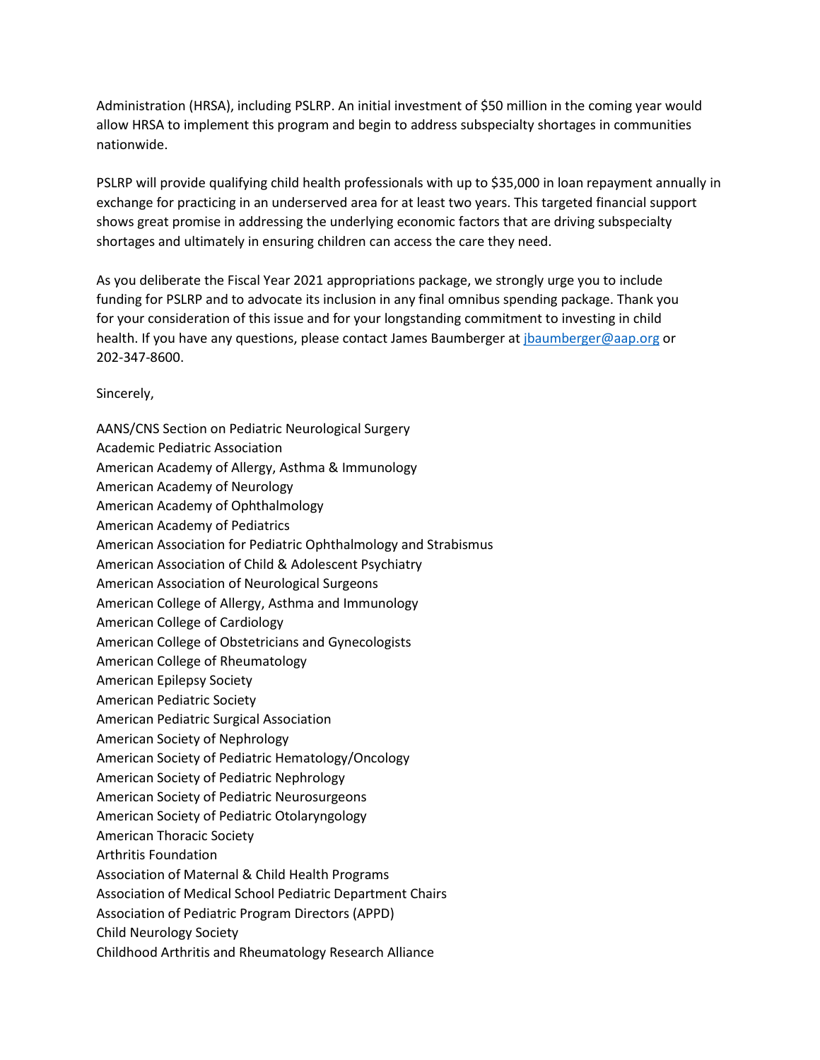Administration (HRSA), including PSLRP. An initial investment of $50 million in the coming year would allow HRSA to implement this program and begin to address subspecialty shortages in communities nationwide.

PSLRP will provide qualifying child health professionals with up to $35,000 in loan repayment annually in exchange for practicing in an underserved area for at least two years. This targeted financial support shows great promise in addressing the underlying economic factors that are driving subspecialty shortages and ultimately in ensuring children can access the care they need.

As you deliberate the Fiscal Year 2021 appropriations package, we strongly urge you to include funding for PSLRP and to advocate its inclusion in any final omnibus spending package. Thank you for your consideration of this issue and for your longstanding commitment to investing in child health. If you have any questions, please contact James Baumberger at jbaumberger@aap.org or 202-347-8600.

Sincerely,

AANS/CNS Section on Pediatric Neurological Surgery
Academic Pediatric Association
American Academy of Allergy, Asthma & Immunology
American Academy of Neurology
American Academy of Ophthalmology
American Academy of Pediatrics
American Association for Pediatric Ophthalmology and Strabismus
American Association of Child & Adolescent Psychiatry
American Association of Neurological Surgeons
American College of Allergy, Asthma and Immunology
American College of Cardiology
American College of Obstetricians and Gynecologists
American College of Rheumatology
American Epilepsy Society
American Pediatric Society
American Pediatric Surgical Association
American Society of Nephrology
American Society of Pediatric Hematology/Oncology
American Society of Pediatric Nephrology
American Society of Pediatric Neurosurgeons
American Society of Pediatric Otolaryngology
American Thoracic Society
Arthritis Foundation
Association of Maternal & Child Health Programs
Association of Medical School Pediatric Department Chairs
Association of Pediatric Program Directors (APPD)
Child Neurology Society
Childhood Arthritis and Rheumatology Research Alliance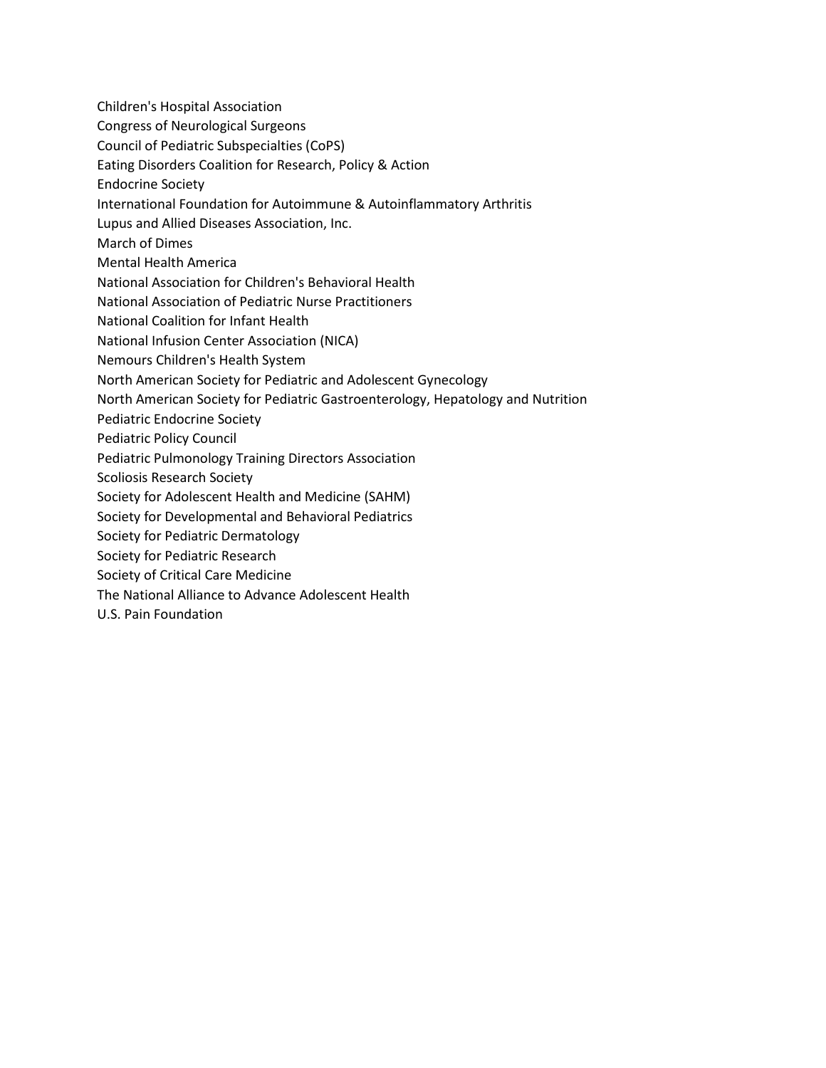Children's Hospital Association
Congress of Neurological Surgeons
Council of Pediatric Subspecialties (CoPS)
Eating Disorders Coalition for Research, Policy & Action
Endocrine Society
International Foundation for Autoimmune & Autoinflammatory Arthritis
Lupus and Allied Diseases Association, Inc.
March of Dimes
Mental Health America
National Association for Children's Behavioral Health
National Association of Pediatric Nurse Practitioners
National Coalition for Infant Health
National Infusion Center Association (NICA)
Nemours Children's Health System
North American Society for Pediatric and Adolescent Gynecology
North American Society for Pediatric Gastroenterology, Hepatology and Nutrition
Pediatric Endocrine Society
Pediatric Policy Council
Pediatric Pulmonology Training Directors Association
Scoliosis Research Society
Society for Adolescent Health and Medicine (SAHM)
Society for Developmental and Behavioral Pediatrics
Society for Pediatric Dermatology
Society for Pediatric Research
Society of Critical Care Medicine
The National Alliance to Advance Adolescent Health
U.S. Pain Foundation